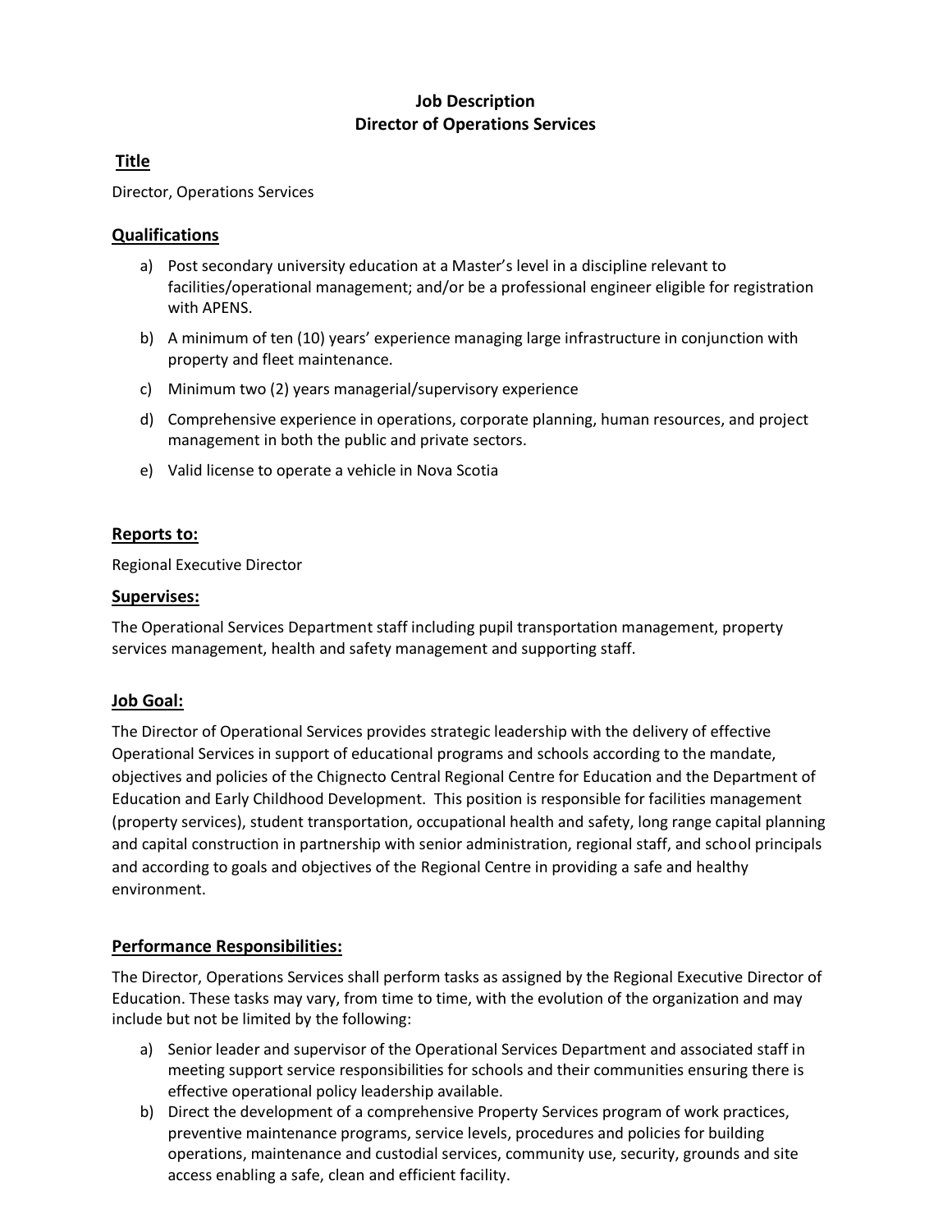# Job Description
# Director of Operations Services

## Title

Director, Operations Services

## Qualifications

a) Post secondary university education at a Master's level in a discipline relevant to facilities/operational management; and/or be a professional engineer eligible for registration with APENS.

b) A minimum of ten (10) years' experience managing large infrastructure in conjunction with property and fleet maintenance.

c) Minimum two (2) years managerial/supervisory experience

d) Comprehensive experience in operations, corporate planning, human resources, and project management in both the public and private sectors.

e) Valid license to operate a vehicle in Nova Scotia

## Reports to:

Regional Executive Director

## Supervises:

The Operational Services Department staff including pupil transportation management, property services management, health and safety management and supporting staff.

## Job Goal:

The Director of Operational Services provides strategic leadership with the delivery of effective Operational Services in support of educational programs and schools according to the mandate, objectives and policies of the Chignecto Central Regional Centre for Education and the Department of Education and Early Childhood Development. This position is responsible for facilities management (property services), student transportation, occupational health and safety, long range capital planning and capital construction in partnership with senior administration, regional staff, and school principals and according to goals and objectives of the Regional Centre in providing a safe and healthy environment.

## Performance Responsibilities:

The Director, Operations Services shall perform tasks as assigned by the Regional Executive Director of Education. These tasks may vary, from time to time, with the evolution of the organization and may include but not be limited by the following:

a) Senior leader and supervisor of the Operational Services Department and associated staff in meeting support service responsibilities for schools and their communities ensuring there is effective operational policy leadership available.

b) Direct the development of a comprehensive Property Services program of work practices, preventive maintenance programs, service levels, procedures and policies for building operations, maintenance and custodial services, community use, security, grounds and site access enabling a safe, clean and efficient facility.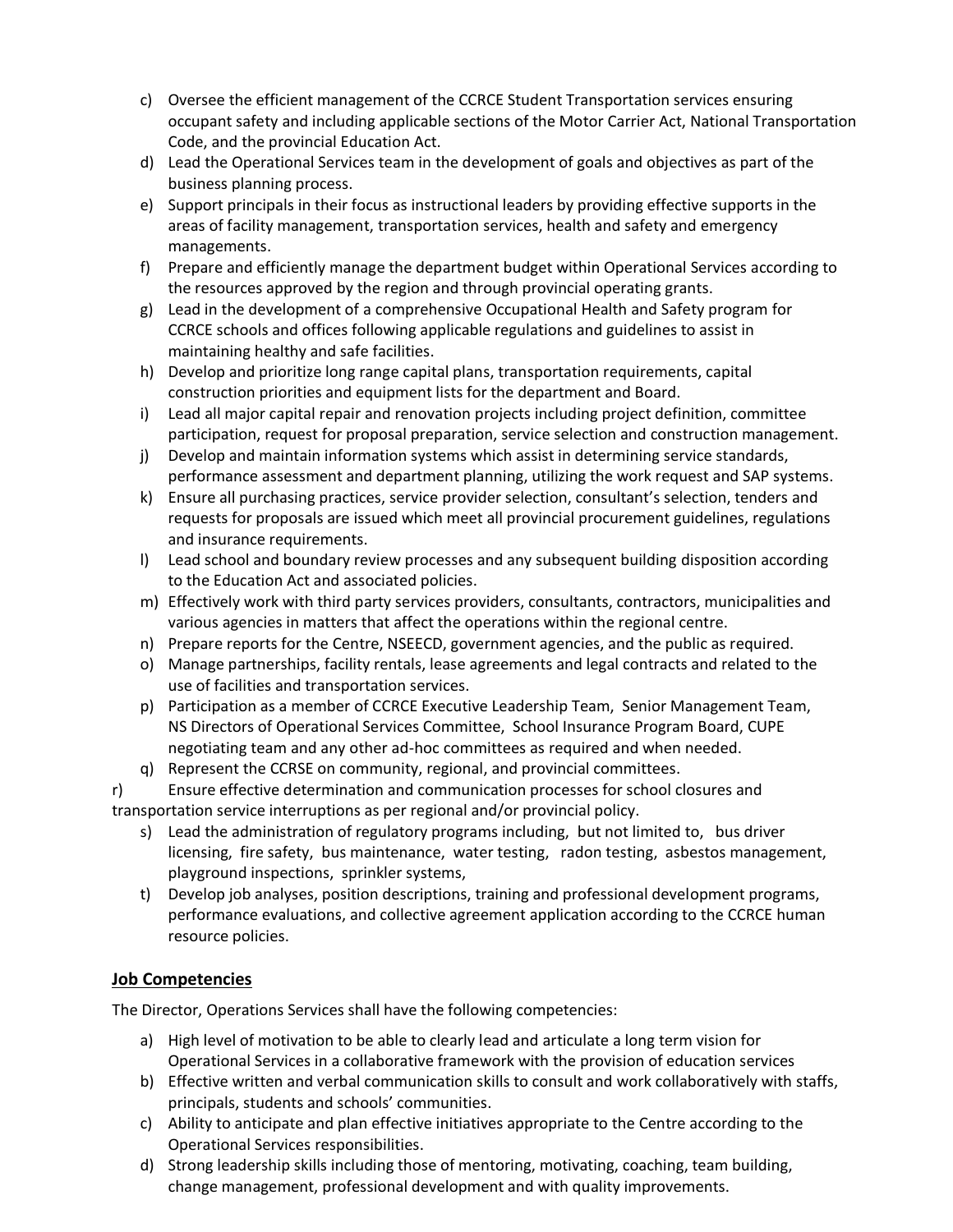c) Oversee the efficient management of the CCRCE Student Transportation services ensuring occupant safety and including applicable sections of the Motor Carrier Act, National Transportation Code, and the provincial Education Act.
d) Lead the Operational Services team in the development of goals and objectives as part of the business planning process.
e) Support principals in their focus as instructional leaders by providing effective supports in the areas of facility management, transportation services, health and safety and emergency managements.
f) Prepare and efficiently manage the department budget within Operational Services according to the resources approved by the region and through provincial operating grants.
g) Lead in the development of a comprehensive Occupational Health and Safety program for CCRCE schools and offices following applicable regulations and guidelines to assist in maintaining healthy and safe facilities.
h) Develop and prioritize long range capital plans, transportation requirements, capital construction priorities and equipment lists for the department and Board.
i) Lead all major capital repair and renovation projects including project definition, committee participation, request for proposal preparation, service selection and construction management.
j) Develop and maintain information systems which assist in determining service standards, performance assessment and department planning, utilizing the work request and SAP systems.
k) Ensure all purchasing practices, service provider selection, consultant's selection, tenders and requests for proposals are issued which meet all provincial procurement guidelines, regulations and insurance requirements.
l) Lead school and boundary review processes and any subsequent building disposition according to the Education Act and associated policies.
m) Effectively work with third party services providers, consultants, contractors, municipalities and various agencies in matters that affect the operations within the regional centre.
n) Prepare reports for the Centre, NSEECD, government agencies, and the public as required.
o) Manage partnerships, facility rentals, lease agreements and legal contracts and related to the use of facilities and transportation services.
p) Participation as a member of CCRCE Executive Leadership Team, Senior Management Team, NS Directors of Operational Services Committee, School Insurance Program Board, CUPE negotiating team and any other ad-hoc committees as required and when needed.
q) Represent the CCRSE on community, regional, and provincial committees.
r) Ensure effective determination and communication processes for school closures and transportation service interruptions as per regional and/or provincial policy.
s) Lead the administration of regulatory programs including, but not limited to, bus driver licensing, fire safety, bus maintenance, water testing, radon testing, asbestos management, playground inspections, sprinkler systems,
t) Develop job analyses, position descriptions, training and professional development programs, performance evaluations, and collective agreement application according to the CCRCE human resource policies.

## Job Competencies

The Director, Operations Services shall have the following competencies:

a) High level of motivation to be able to clearly lead and articulate a long term vision for Operational Services in a collaborative framework with the provision of education services
b) Effective written and verbal communication skills to consult and work collaboratively with staffs, principals, students and schools' communities.
c) Ability to anticipate and plan effective initiatives appropriate to the Centre according to the Operational Services responsibilities.
d) Strong leadership skills including those of mentoring, motivating, coaching, team building, change management, professional development and with quality improvements.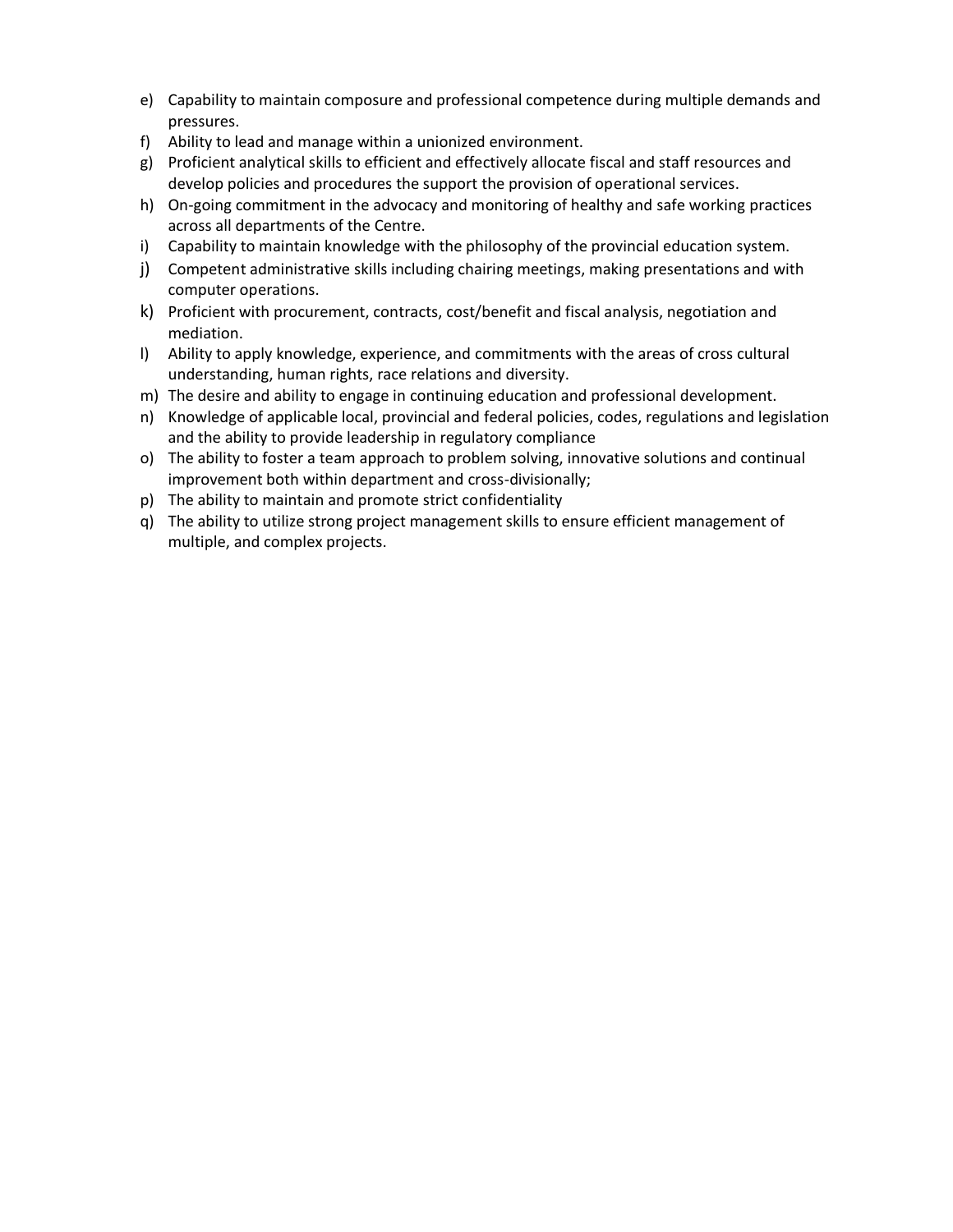e) Capability to maintain composure and professional competence during multiple demands and pressures.
f) Ability to lead and manage within a unionized environment.
g) Proficient analytical skills to efficient and effectively allocate fiscal and staff resources and develop policies and procedures the support the provision of operational services.
h) On-going commitment in the advocacy and monitoring of healthy and safe working practices across all departments of the Centre.
i) Capability to maintain knowledge with the philosophy of the provincial education system.
j) Competent administrative skills including chairing meetings, making presentations and with computer operations.
k) Proficient with procurement, contracts, cost/benefit and fiscal analysis, negotiation and mediation.
l) Ability to apply knowledge, experience, and commitments with the areas of cross cultural understanding, human rights, race relations and diversity.
m) The desire and ability to engage in continuing education and professional development.
n) Knowledge of applicable local, provincial and federal policies, codes, regulations and legislation and the ability to provide leadership in regulatory compliance
o) The ability to foster a team approach to problem solving, innovative solutions and continual improvement both within department and cross-divisionally;
p) The ability to maintain and promote strict confidentiality
q) The ability to utilize strong project management skills to ensure efficient management of multiple, and complex projects.